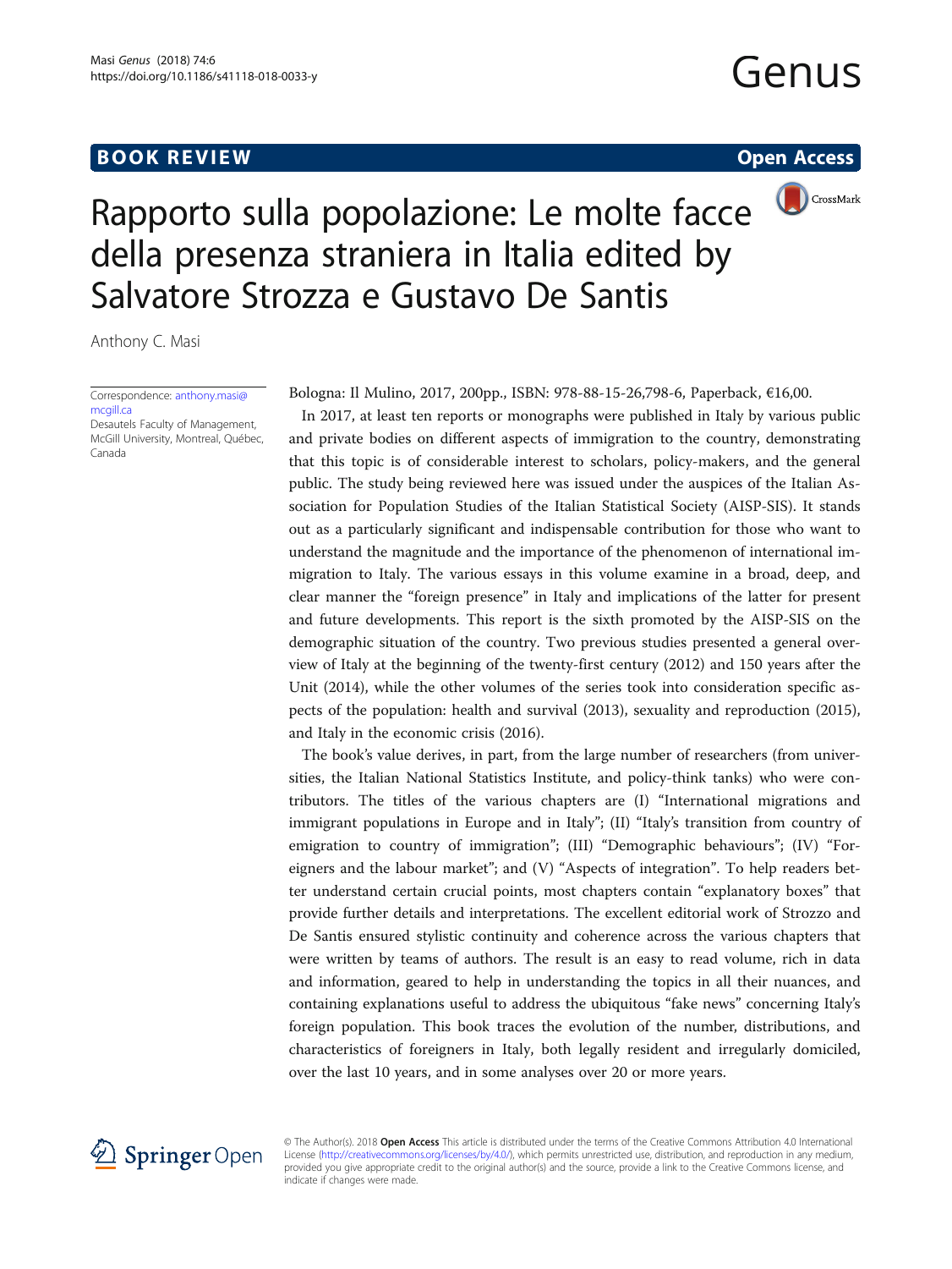**BOOK REVIEW**

# Rapporto sulla popolazione: Le molte facce della presenza straniera in Italia edited by Salvatore Strozza e Gustavo De Santis

Anthony C. Masi

Correspondence: anthony.masi@mcgill.ca
Desautels Faculty of Management, McGill University, Montreal, Québec, Canada

Bologna: Il Mulino, 2017, 200pp., ISBN: 978-88-15-26,798-6, Paperback, €16,00.

In 2017, at least ten reports or monographs were published in Italy by various public and private bodies on different aspects of immigration to the country, demonstrating that this topic is of considerable interest to scholars, policy-makers, and the general public. The study being reviewed here was issued under the auspices of the Italian Association for Population Studies of the Italian Statistical Society (AISP-SIS). It stands out as a particularly significant and indispensable contribution for those who want to understand the magnitude and the importance of the phenomenon of international immigration to Italy. The various essays in this volume examine in a broad, deep, and clear manner the "foreign presence" in Italy and implications of the latter for present and future developments. This report is the sixth promoted by the AISP-SIS on the demographic situation of the country. Two previous studies presented a general overview of Italy at the beginning of the twenty-first century (2012) and 150 years after the Unit (2014), while the other volumes of the series took into consideration specific aspects of the population: health and survival (2013), sexuality and reproduction (2015), and Italy in the economic crisis (2016).

The book's value derives, in part, from the large number of researchers (from universities, the Italian National Statistics Institute, and policy-think tanks) who were contributors. The titles of the various chapters are (I) "International migrations and immigrant populations in Europe and in Italy"; (II) "Italy's transition from country of emigration to country of immigration"; (III) "Demographic behaviours"; (IV) "Foreigners and the labour market"; and (V) "Aspects of integration". To help readers better understand certain crucial points, most chapters contain "explanatory boxes" that provide further details and interpretations. The excellent editorial work of Strozzo and De Santis ensured stylistic continuity and coherence across the various chapters that were written by teams of authors. The result is an easy to read volume, rich in data and information, geared to help in understanding the topics in all their nuances, and containing explanations useful to address the ubiquitous "fake news" concerning Italy's foreign population. This book traces the evolution of the number, distributions, and characteristics of foreigners in Italy, both legally resident and irregularly domiciled, over the last 10 years, and in some analyses over 20 or more years.

© The Author(s). 2018 **Open Access** This article is distributed under the terms of the Creative Commons Attribution 4.0 International License (http://creativecommons.org/licenses/by/4.0/), which permits unrestricted use, distribution, and reproduction in any medium, provided you give appropriate credit to the original author(s) and the source, provide a link to the Creative Commons license, and indicate if changes were made.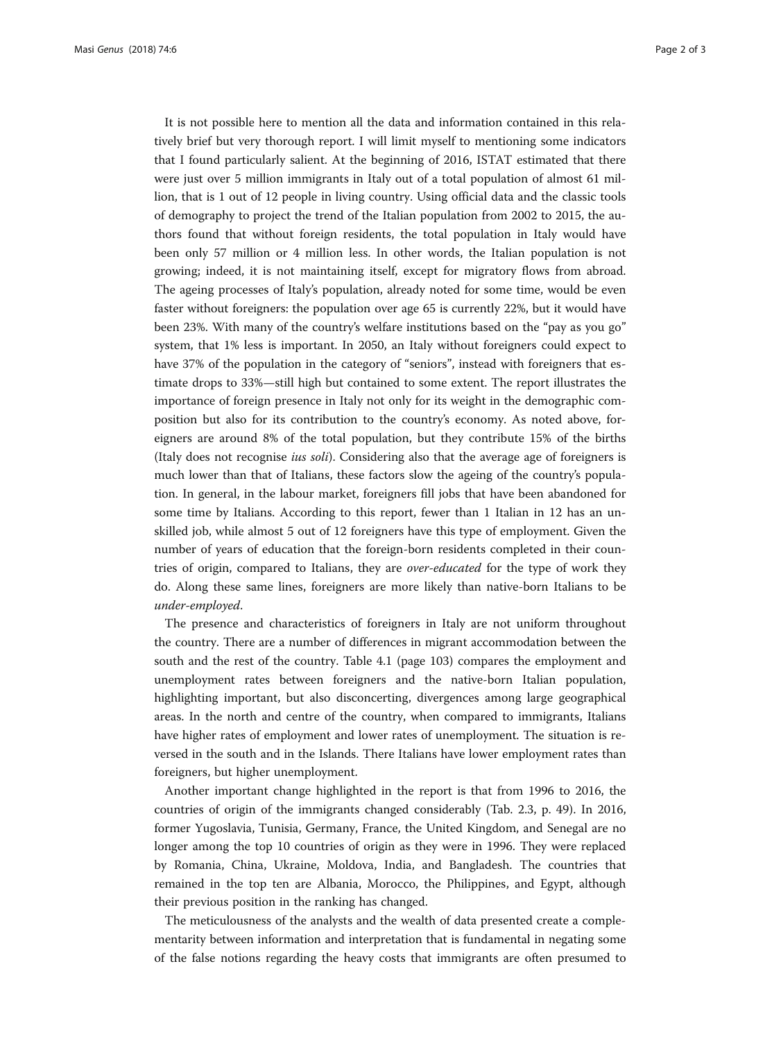It is not possible here to mention all the data and information contained in this relatively brief but very thorough report. I will limit myself to mentioning some indicators that I found particularly salient. At the beginning of 2016, ISTAT estimated that there were just over 5 million immigrants in Italy out of a total population of almost 61 million, that is 1 out of 12 people in living country. Using official data and the classic tools of demography to project the trend of the Italian population from 2002 to 2015, the authors found that without foreign residents, the total population in Italy would have been only 57 million or 4 million less. In other words, the Italian population is not growing; indeed, it is not maintaining itself, except for migratory flows from abroad. The ageing processes of Italy's population, already noted for some time, would be even faster without foreigners: the population over age 65 is currently 22%, but it would have been 23%. With many of the country's welfare institutions based on the "pay as you go" system, that 1% less is important. In 2050, an Italy without foreigners could expect to have 37% of the population in the category of "seniors", instead with foreigners that estimate drops to 33%—still high but contained to some extent. The report illustrates the importance of foreign presence in Italy not only for its weight in the demographic composition but also for its contribution to the country's economy. As noted above, foreigners are around 8% of the total population, but they contribute 15% of the births (Italy does not recognise *ius soli*). Considering also that the average age of foreigners is much lower than that of Italians, these factors slow the ageing of the country's population. In general, in the labour market, foreigners fill jobs that have been abandoned for some time by Italians. According to this report, fewer than 1 Italian in 12 has an unskilled job, while almost 5 out of 12 foreigners have this type of employment. Given the number of years of education that the foreign-born residents completed in their countries of origin, compared to Italians, they are *over-educated* for the type of work they do. Along these same lines, foreigners are more likely than native-born Italians to be *under-employed*.

The presence and characteristics of foreigners in Italy are not uniform throughout the country. There are a number of differences in migrant accommodation between the south and the rest of the country. Table 4.1 (page 103) compares the employment and unemployment rates between foreigners and the native-born Italian population, highlighting important, but also disconcerting, divergences among large geographical areas. In the north and centre of the country, when compared to immigrants, Italians have higher rates of employment and lower rates of unemployment. The situation is reversed in the south and in the Islands. There Italians have lower employment rates than foreigners, but higher unemployment.

Another important change highlighted in the report is that from 1996 to 2016, the countries of origin of the immigrants changed considerably (Tab. 2.3, p. 49). In 2016, former Yugoslavia, Tunisia, Germany, France, the United Kingdom, and Senegal are no longer among the top 10 countries of origin as they were in 1996. They were replaced by Romania, China, Ukraine, Moldova, India, and Bangladesh. The countries that remained in the top ten are Albania, Morocco, the Philippines, and Egypt, although their previous position in the ranking has changed.

The meticulousness of the analysts and the wealth of data presented create a complementarity between information and interpretation that is fundamental in negating some of the false notions regarding the heavy costs that immigrants are often presumed to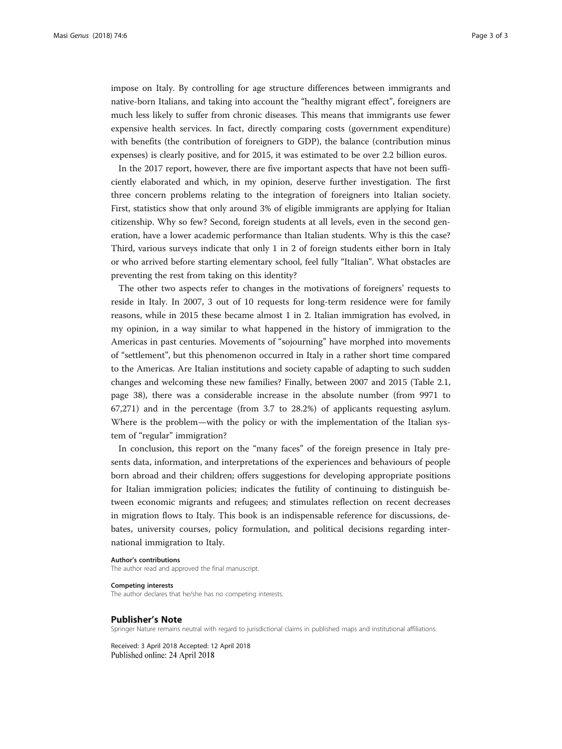impose on Italy. By controlling for age structure differences between immigrants and native-born Italians, and taking into account the "healthy migrant effect", foreigners are much less likely to suffer from chronic diseases. This means that immigrants use fewer expensive health services. In fact, directly comparing costs (government expenditure) with benefits (the contribution of foreigners to GDP), the balance (contribution minus expenses) is clearly positive, and for 2015, it was estimated to be over 2.2 billion euros.

In the 2017 report, however, there are five important aspects that have not been sufficiently elaborated and which, in my opinion, deserve further investigation. The first three concern problems relating to the integration of foreigners into Italian society. First, statistics show that only around 3% of eligible immigrants are applying for Italian citizenship. Why so few? Second, foreign students at all levels, even in the second generation, have a lower academic performance than Italian students. Why is this the case? Third, various surveys indicate that only 1 in 2 of foreign students either born in Italy or who arrived before starting elementary school, feel fully "Italian". What obstacles are preventing the rest from taking on this identity?

The other two aspects refer to changes in the motivations of foreigners' requests to reside in Italy. In 2007, 3 out of 10 requests for long-term residence were for family reasons, while in 2015 these became almost 1 in 2. Italian immigration has evolved, in my opinion, in a way similar to what happened in the history of immigration to the Americas in past centuries. Movements of "sojourning" have morphed into movements of "settlement", but this phenomenon occurred in Italy in a rather short time compared to the Americas. Are Italian institutions and society capable of adapting to such sudden changes and welcoming these new families? Finally, between 2007 and 2015 (Table 2.1, page 38), there was a considerable increase in the absolute number (from 9971 to 67,271) and in the percentage (from 3.7 to 28.2%) of applicants requesting asylum. Where is the problem—with the policy or with the implementation of the Italian system of "regular" immigration?

In conclusion, this report on the "many faces" of the foreign presence in Italy presents data, information, and interpretations of the experiences and behaviours of people born abroad and their children; offers suggestions for developing appropriate positions for Italian immigration policies; indicates the futility of continuing to distinguish between economic migrants and refugees; and stimulates reflection on recent decreases in migration flows to Italy. This book is an indispensable reference for discussions, debates, university courses, policy formulation, and political decisions regarding international immigration to Italy.

#### Author's contributions
The author read and approved the final manuscript.

#### Competing interests
The author declares that he/she has no competing interests.

### Publisher's Note
Springer Nature remains neutral with regard to jurisdictional claims in published maps and institutional affiliations.

Received: 3 April 2018 Accepted: 12 April 2018
Published online: 24 April 2018